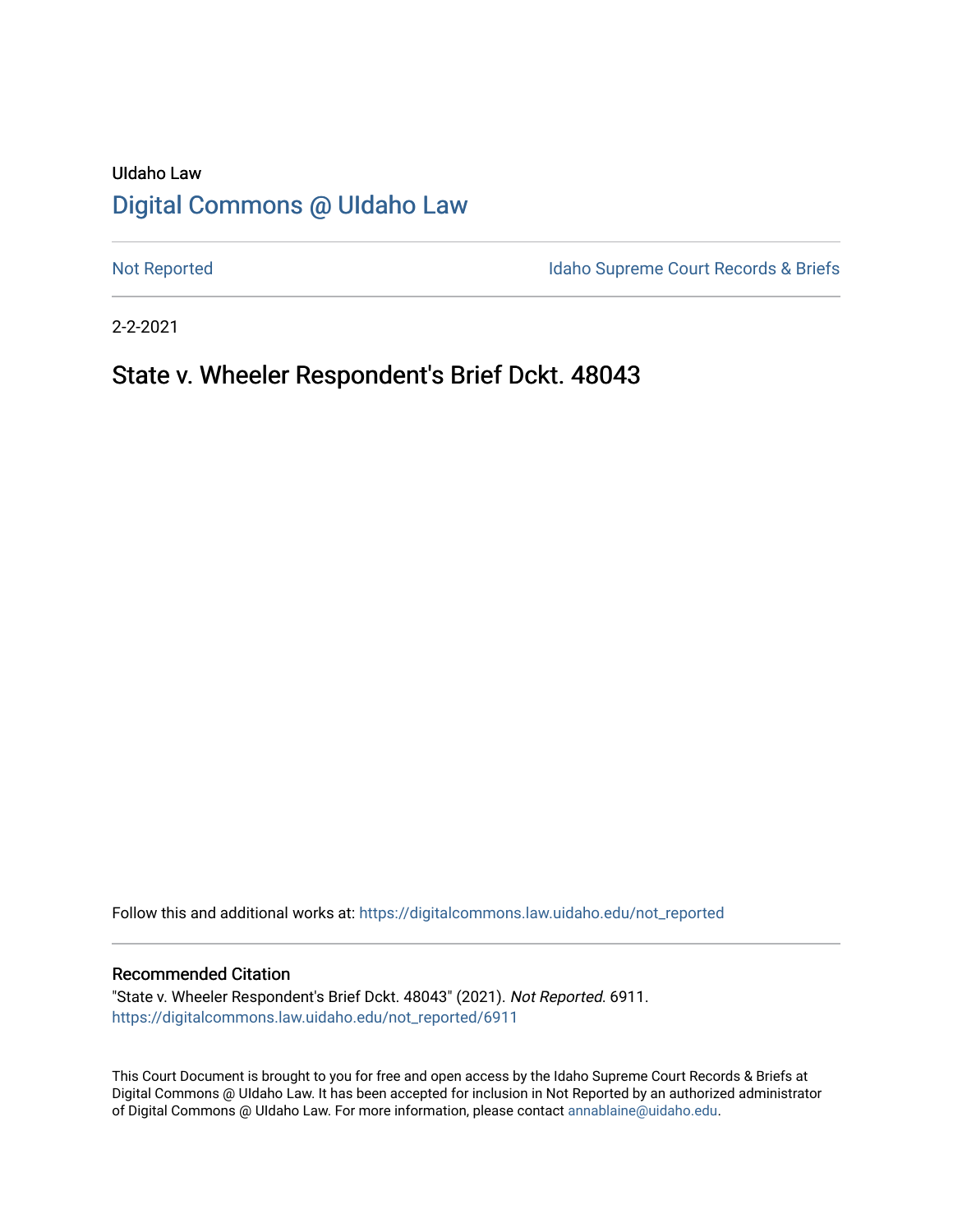UIdaho Law

# Digital Commons @ UIdaho Law

Not Reported | Idaho Supreme Court Records & Briefs

2-2-2021

## State v. Wheeler Respondent's Brief Dckt. 48043

Follow this and additional works at: https://digitalcommons.law.uidaho.edu/not_reported

### Recommended Citation

"State v. Wheeler Respondent's Brief Dckt. 48043" (2021). *Not Reported*. 6911.
https://digitalcommons.law.uidaho.edu/not_reported/6911

This Court Document is brought to you for free and open access by the Idaho Supreme Court Records & Briefs at Digital Commons @ UIdaho Law. It has been accepted for inclusion in Not Reported by an authorized administrator of Digital Commons @ UIdaho Law. For more information, please contact annablaine@uidaho.edu.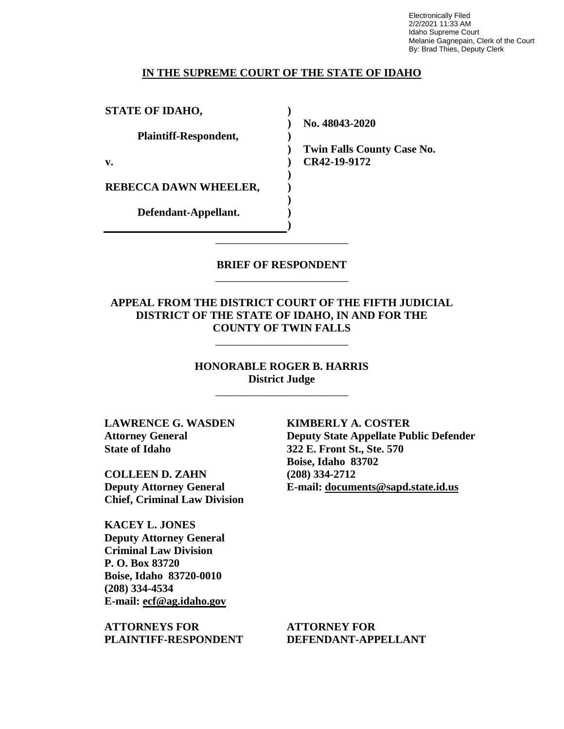Electronically Filed
2/2/2021 11:33 AM
Idaho Supreme Court
Melanie Gagnepain, Clerk of the Court
By: Brad Thies, Deputy Clerk

**IN THE SUPREME COURT OF THE STATE OF IDAHO**

| | | |
|---|---|---|
| **STATE OF IDAHO,** | **)** | |
| | **)** | **No. 48043-2020** |
| **Plaintiff-Respondent,** | **)** | |
| | **)** | **Twin Falls County Case No.** |
| **v.** | **)** | **CR42-19-9172** |
| | **)** | |
| **REBECCA DAWN WHEELER,** | **)** | |
| | **)** | |
| **Defendant-Appellant.** | **)** | |
| | **)** | |

---

**BRIEF OF RESPONDENT**

---

**APPEAL FROM THE DISTRICT COURT OF THE FIFTH JUDICIAL DISTRICT OF THE STATE OF IDAHO, IN AND FOR THE COUNTY OF TWIN FALLS**

---

**HONORABLE ROGER B. HARRIS**
**District Judge**

---

**LAWRENCE G. WASDEN**
**Attorney General**
**State of Idaho**

**COLLEEN D. ZAHN**
**Deputy Attorney General**
**Chief, Criminal Law Division**

**KACEY L. JONES**
**Deputy Attorney General**
**Criminal Law Division**
**P. O. Box 83720**
**Boise, Idaho 83720-0010**
**(208) 334-4534**
**E-mail: ecf@ag.idaho.gov**

**ATTORNEYS FOR PLAINTIFF-RESPONDENT**

**KIMBERLY A. COSTER**
**Deputy State Appellate Public Defender**
**322 E. Front St., Ste. 570**
**Boise, Idaho 83702**
**(208) 334-2712**
**E-mail: documents@sapd.state.id.us**

**ATTORNEY FOR DEFENDANT-APPELLANT**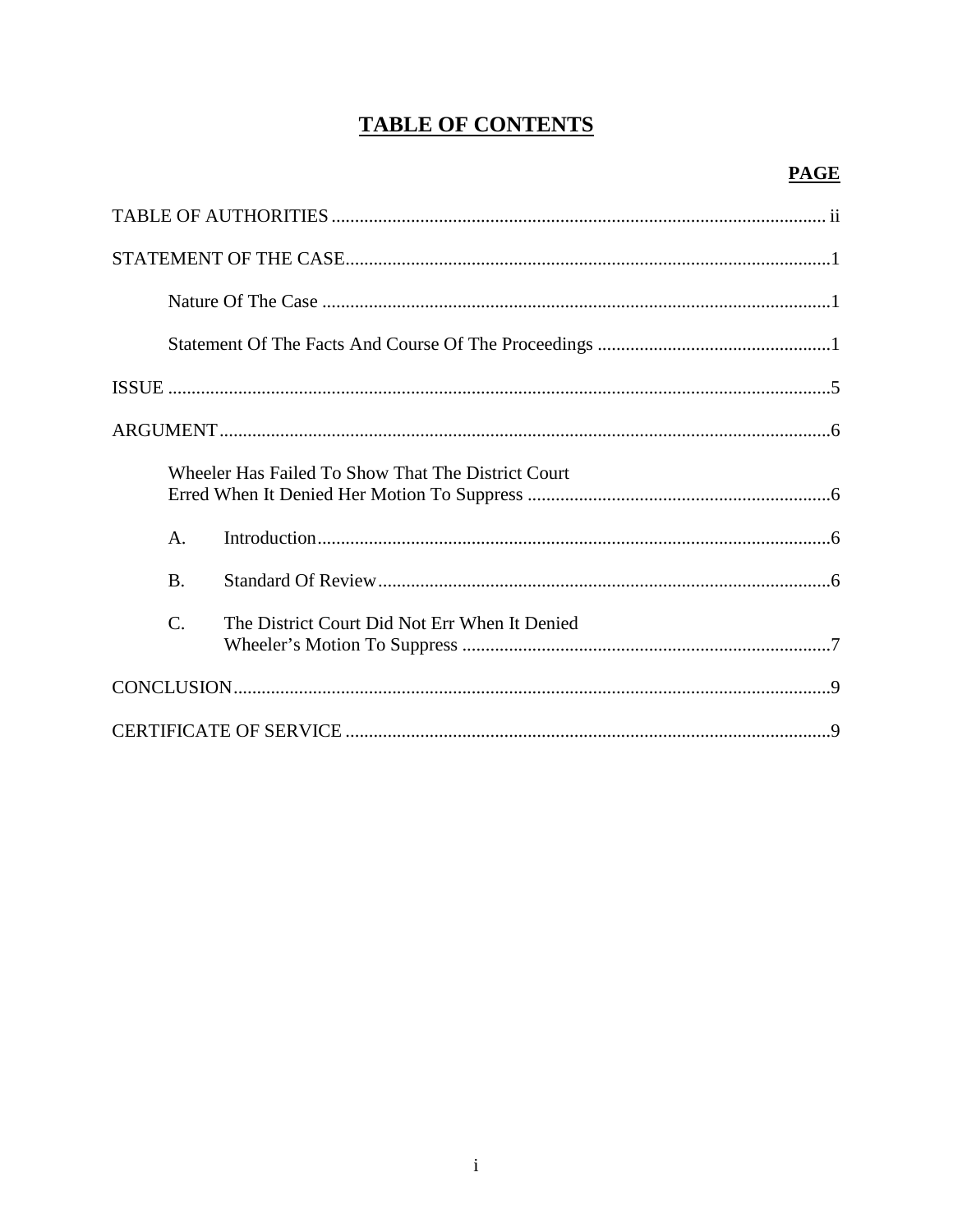# TABLE OF CONTENTS

| | PAGE |
|---|---|
| TABLE OF AUTHORITIES | ii |
| STATEMENT OF THE CASE | 1 |
| Nature Of The Case | 1 |
| Statement Of The Facts And Course Of The Proceedings | 1 |
| ISSUE | 5 |
| ARGUMENT | 6 |
| Wheeler Has Failed To Show That The District Court Erred When It Denied Her Motion To Suppress | 6 |
| A. Introduction | 6 |
| B. Standard Of Review | 6 |
| C. The District Court Did Not Err When It Denied Wheeler's Motion To Suppress | 7 |
| CONCLUSION | 9 |
| CERTIFICATE OF SERVICE | 9 |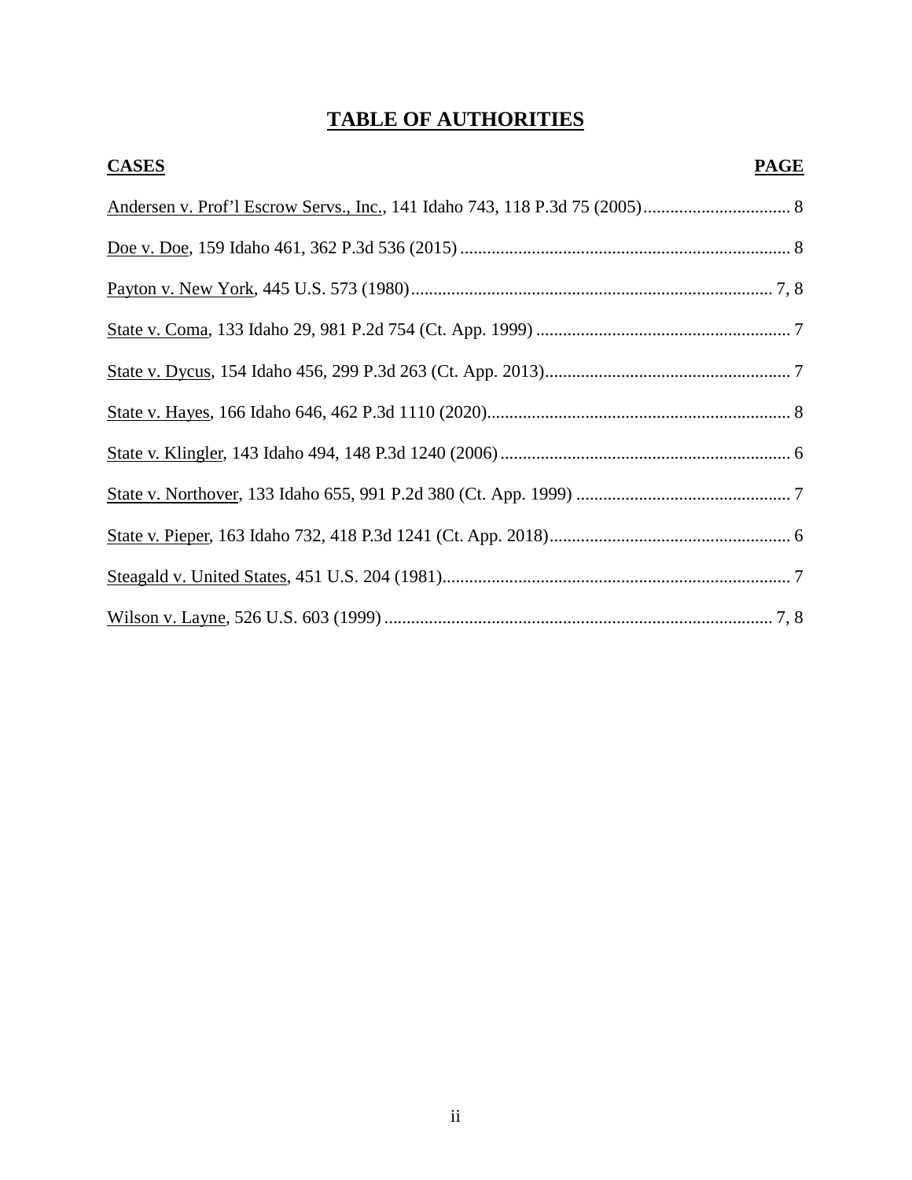# TABLE OF AUTHORITIES

| CASES | PAGE |
|---|---|
| Andersen v. Prof'l Escrow Servs., Inc., 141 Idaho 743, 118 P.3d 75 (2005) | 8 |
| Doe v. Doe, 159 Idaho 461, 362 P.3d 536 (2015) | 8 |
| Payton v. New York, 445 U.S. 573 (1980) | 7, 8 |
| State v. Coma, 133 Idaho 29, 981 P.2d 754 (Ct. App. 1999) | 7 |
| State v. Dycus, 154 Idaho 456, 299 P.3d 263 (Ct. App. 2013) | 7 |
| State v. Hayes, 166 Idaho 646, 462 P.3d 1110 (2020) | 8 |
| State v. Klingler, 143 Idaho 494, 148 P.3d 1240 (2006) | 6 |
| State v. Northover, 133 Idaho 655, 991 P.2d 380 (Ct. App. 1999) | 7 |
| State v. Pieper, 163 Idaho 732, 418 P.3d 1241 (Ct. App. 2018) | 6 |
| Steagald v. United States, 451 U.S. 204 (1981) | 7 |
| Wilson v. Layne, 526 U.S. 603 (1999) | 7, 8 |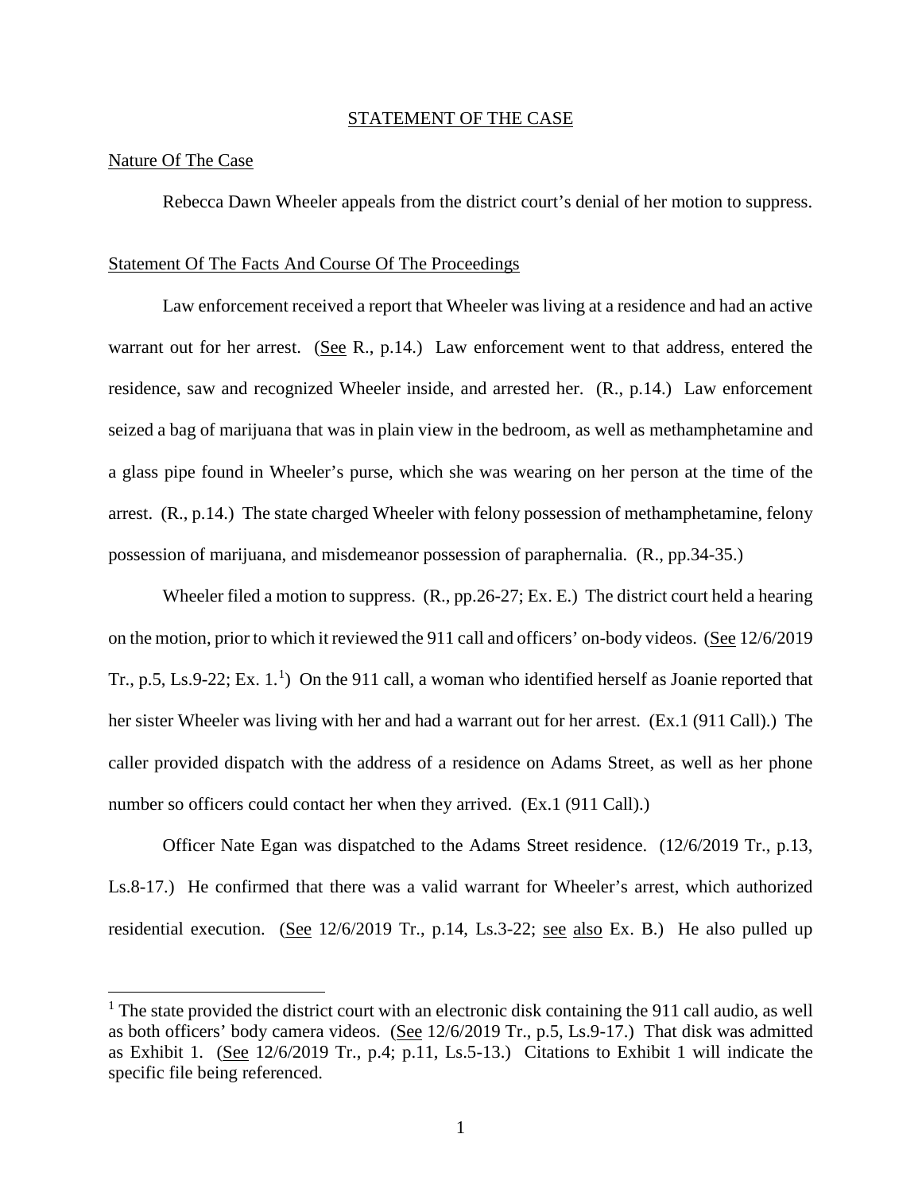## STATEMENT OF THE CASE

### Nature Of The Case

Rebecca Dawn Wheeler appeals from the district court's denial of her motion to suppress.

### Statement Of The Facts And Course Of The Proceedings

Law enforcement received a report that Wheeler was living at a residence and had an active warrant out for her arrest. (See R., p.14.) Law enforcement went to that address, entered the residence, saw and recognized Wheeler inside, and arrested her. (R., p.14.) Law enforcement seized a bag of marijuana that was in plain view in the bedroom, as well as methamphetamine and a glass pipe found in Wheeler's purse, which she was wearing on her person at the time of the arrest. (R., p.14.) The state charged Wheeler with felony possession of methamphetamine, felony possession of marijuana, and misdemeanor possession of paraphernalia. (R., pp.34-35.)

Wheeler filed a motion to suppress. (R., pp.26-27; Ex. E.) The district court held a hearing on the motion, prior to which it reviewed the 911 call and officers' on-body videos. (See 12/6/2019 Tr., p.5, Ls.9-22; Ex. 1.[1]) On the 911 call, a woman who identified herself as Joanie reported that her sister Wheeler was living with her and had a warrant out for her arrest. (Ex.1 (911 Call).) The caller provided dispatch with the address of a residence on Adams Street, as well as her phone number so officers could contact her when they arrived. (Ex.1 (911 Call).)

Officer Nate Egan was dispatched to the Adams Street residence. (12/6/2019 Tr., p.13, Ls.8-17.) He confirmed that there was a valid warrant for Wheeler's arrest, which authorized residential execution. (See 12/6/2019 Tr., p.14, Ls.3-22; see also Ex. B.) He also pulled up

[1] The state provided the district court with an electronic disk containing the 911 call audio, as well as both officers' body camera videos. (See 12/6/2019 Tr., p.5, Ls.9-17.) That disk was admitted as Exhibit 1. (See 12/6/2019 Tr., p.4; p.11, Ls.5-13.) Citations to Exhibit 1 will indicate the specific file being referenced.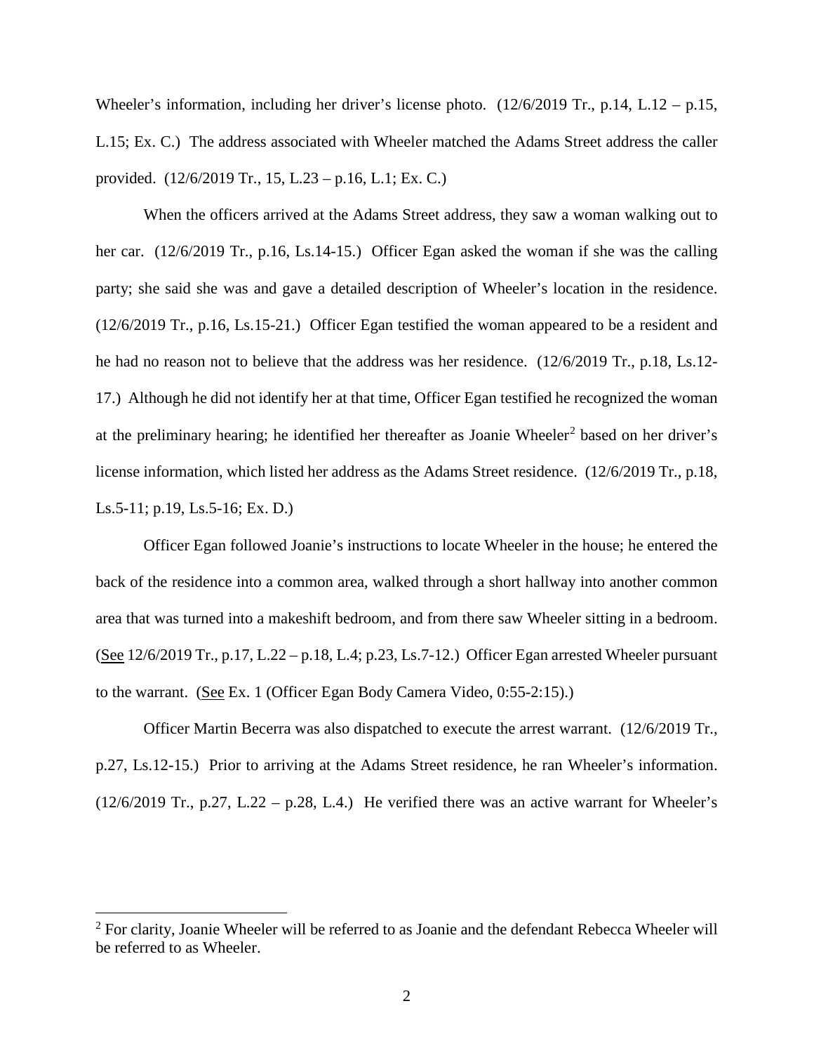Wheeler's information, including her driver's license photo. (12/6/2019 Tr., p.14, L.12 – p.15, L.15; Ex. C.) The address associated with Wheeler matched the Adams Street address the caller provided. (12/6/2019 Tr., 15, L.23 – p.16, L.1; Ex. C.)

When the officers arrived at the Adams Street address, they saw a woman walking out to her car. (12/6/2019 Tr., p.16, Ls.14-15.) Officer Egan asked the woman if she was the calling party; she said she was and gave a detailed description of Wheeler's location in the residence. (12/6/2019 Tr., p.16, Ls.15-21.) Officer Egan testified the woman appeared to be a resident and he had no reason not to believe that the address was her residence. (12/6/2019 Tr., p.18, Ls.12-17.) Although he did not identify her at that time, Officer Egan testified he recognized the woman at the preliminary hearing; he identified her thereafter as Joanie Wheeler[2] based on her driver's license information, which listed her address as the Adams Street residence. (12/6/2019 Tr., p.18, Ls.5-11; p.19, Ls.5-16; Ex. D.)

Officer Egan followed Joanie's instructions to locate Wheeler in the house; he entered the back of the residence into a common area, walked through a short hallway into another common area that was turned into a makeshift bedroom, and from there saw Wheeler sitting in a bedroom. (See 12/6/2019 Tr., p.17, L.22 – p.18, L.4; p.23, Ls.7-12.) Officer Egan arrested Wheeler pursuant to the warrant. (See Ex. 1 (Officer Egan Body Camera Video, 0:55-2:15).)

Officer Martin Becerra was also dispatched to execute the arrest warrant. (12/6/2019 Tr., p.27, Ls.12-15.) Prior to arriving at the Adams Street residence, he ran Wheeler's information. (12/6/2019 Tr., p.27, L.22 – p.28, L.4.) He verified there was an active warrant for Wheeler's

[2] For clarity, Joanie Wheeler will be referred to as Joanie and the defendant Rebecca Wheeler will be referred to as Wheeler.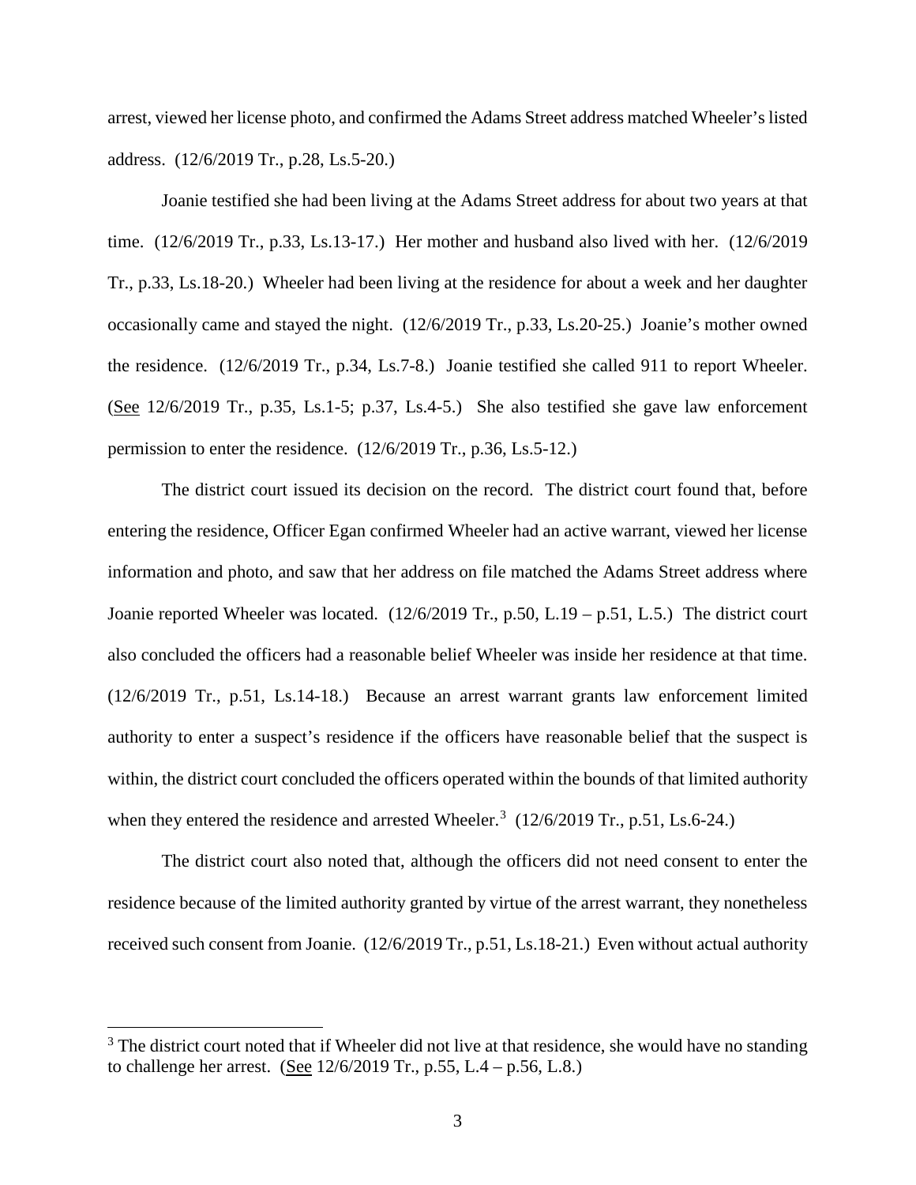arrest, viewed her license photo, and confirmed the Adams Street address matched Wheeler's listed address. (12/6/2019 Tr., p.28, Ls.5-20.)

Joanie testified she had been living at the Adams Street address for about two years at that time. (12/6/2019 Tr., p.33, Ls.13-17.) Her mother and husband also lived with her. (12/6/2019 Tr., p.33, Ls.18-20.) Wheeler had been living at the residence for about a week and her daughter occasionally came and stayed the night. (12/6/2019 Tr., p.33, Ls.20-25.) Joanie's mother owned the residence. (12/6/2019 Tr., p.34, Ls.7-8.) Joanie testified she called 911 to report Wheeler. (See 12/6/2019 Tr., p.35, Ls.1-5; p.37, Ls.4-5.) She also testified she gave law enforcement permission to enter the residence. (12/6/2019 Tr., p.36, Ls.5-12.)

The district court issued its decision on the record. The district court found that, before entering the residence, Officer Egan confirmed Wheeler had an active warrant, viewed her license information and photo, and saw that her address on file matched the Adams Street address where Joanie reported Wheeler was located. (12/6/2019 Tr., p.50, L.19 – p.51, L.5.) The district court also concluded the officers had a reasonable belief Wheeler was inside her residence at that time. (12/6/2019 Tr., p.51, Ls.14-18.) Because an arrest warrant grants law enforcement limited authority to enter a suspect's residence if the officers have reasonable belief that the suspect is within, the district court concluded the officers operated within the bounds of that limited authority when they entered the residence and arrested Wheeler.[3] (12/6/2019 Tr., p.51, Ls.6-24.)

The district court also noted that, although the officers did not need consent to enter the residence because of the limited authority granted by virtue of the arrest warrant, they nonetheless received such consent from Joanie. (12/6/2019 Tr., p.51, Ls.18-21.) Even without actual authority

[3] The district court noted that if Wheeler did not live at that residence, she would have no standing to challenge her arrest. (See 12/6/2019 Tr., p.55, L.4 – p.56, L.8.)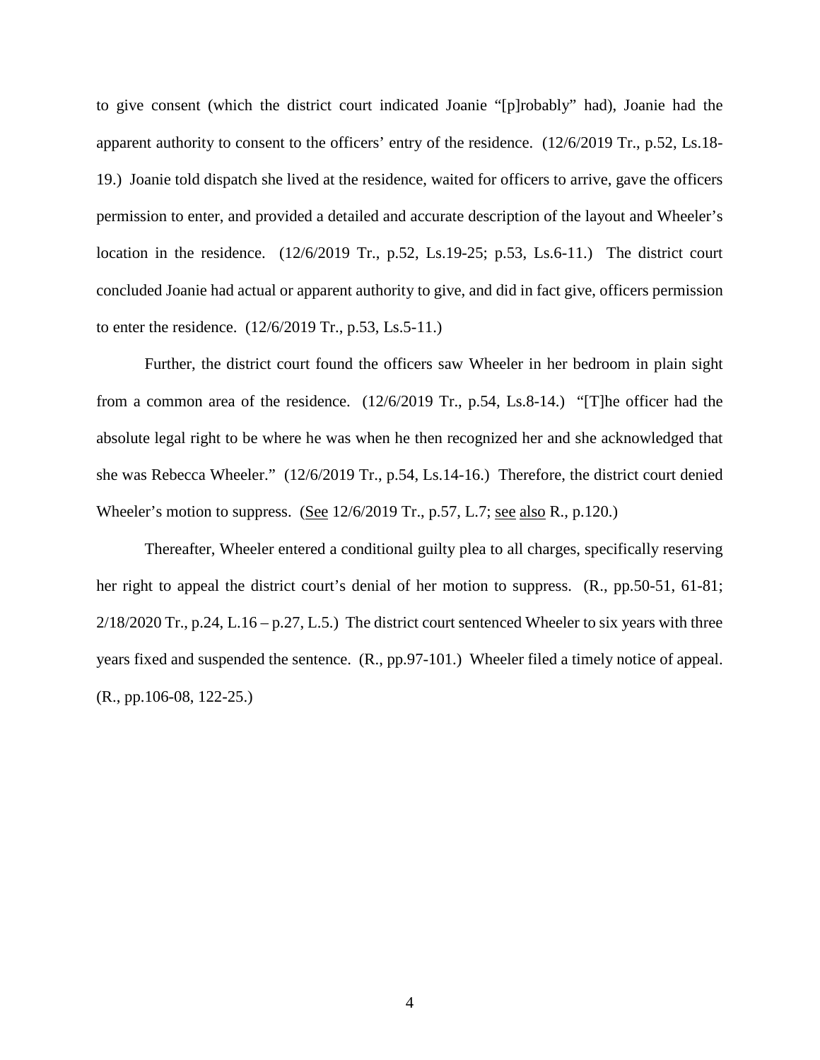to give consent (which the district court indicated Joanie "[p]robably" had), Joanie had the apparent authority to consent to the officers' entry of the residence. (12/6/2019 Tr., p.52, Ls.18-19.) Joanie told dispatch she lived at the residence, waited for officers to arrive, gave the officers permission to enter, and provided a detailed and accurate description of the layout and Wheeler's location in the residence. (12/6/2019 Tr., p.52, Ls.19-25; p.53, Ls.6-11.) The district court concluded Joanie had actual or apparent authority to give, and did in fact give, officers permission to enter the residence. (12/6/2019 Tr., p.53, Ls.5-11.)

Further, the district court found the officers saw Wheeler in her bedroom in plain sight from a common area of the residence. (12/6/2019 Tr., p.54, Ls.8-14.) "[T]he officer had the absolute legal right to be where he was when he then recognized her and she acknowledged that she was Rebecca Wheeler." (12/6/2019 Tr., p.54, Ls.14-16.) Therefore, the district court denied Wheeler's motion to suppress. (See 12/6/2019 Tr., p.57, L.7; see also R., p.120.)

Thereafter, Wheeler entered a conditional guilty plea to all charges, specifically reserving her right to appeal the district court's denial of her motion to suppress. (R., pp.50-51, 61-81; 2/18/2020 Tr., p.24, L.16 – p.27, L.5.) The district court sentenced Wheeler to six years with three years fixed and suspended the sentence. (R., pp.97-101.) Wheeler filed a timely notice of appeal. (R., pp.106-08, 122-25.)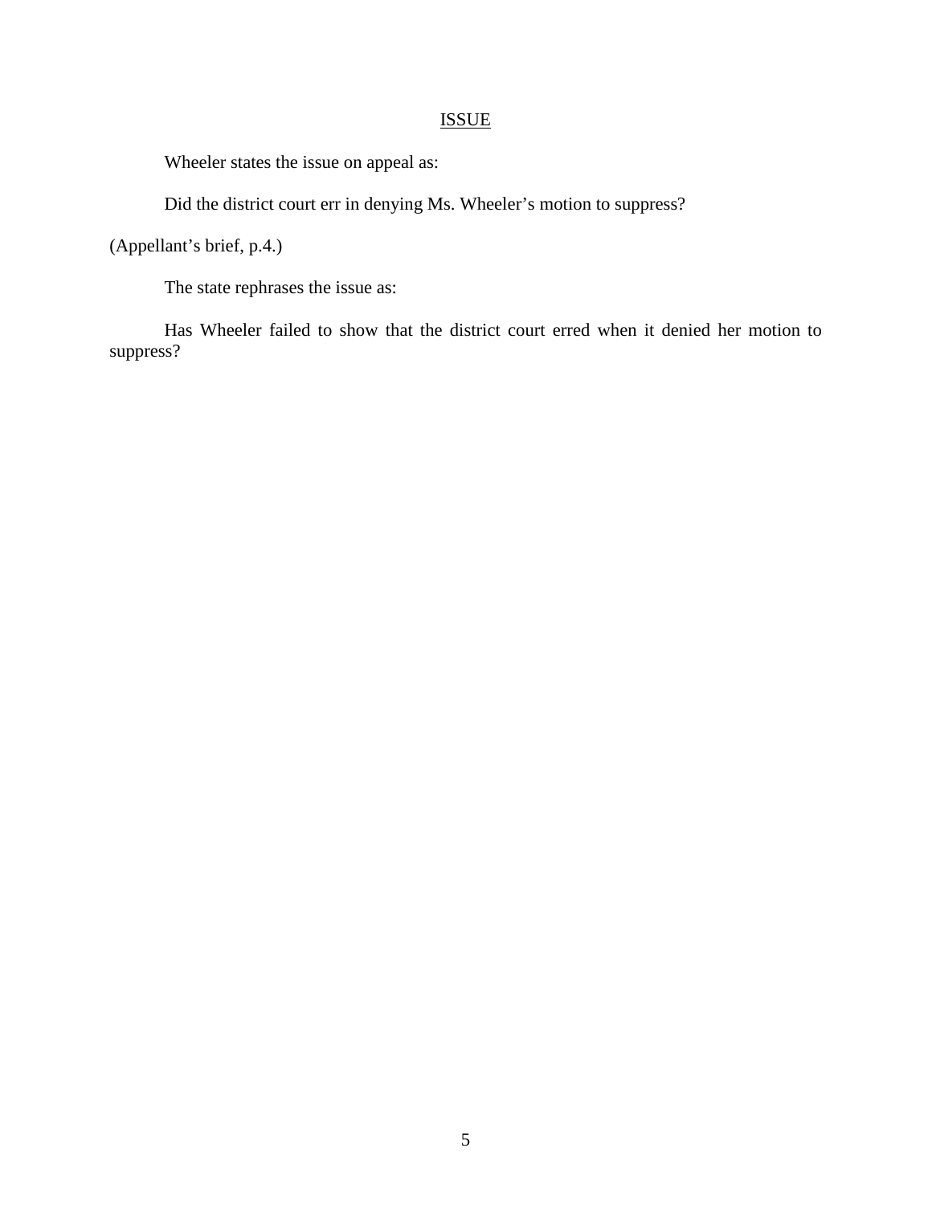## ISSUE

Wheeler states the issue on appeal as:

Did the district court err in denying Ms. Wheeler's motion to suppress?

(Appellant's brief, p.4.)

The state rephrases the issue as:

Has Wheeler failed to show that the district court erred when it denied her motion to suppress?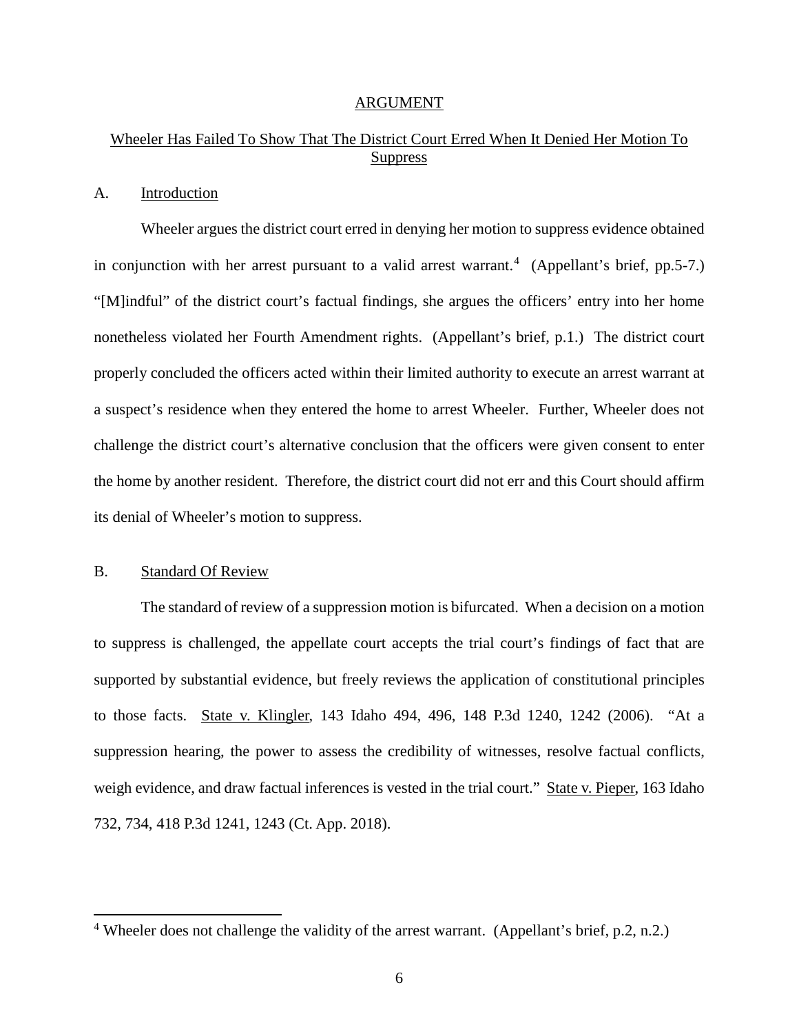## ARGUMENT

### Wheeler Has Failed To Show That The District Court Erred When It Denied Her Motion To Suppress

A. Introduction

Wheeler argues the district court erred in denying her motion to suppress evidence obtained in conjunction with her arrest pursuant to a valid arrest warrant.[4] (Appellant's brief, pp.5-7.) "[M]indful" of the district court's factual findings, she argues the officers' entry into her home nonetheless violated her Fourth Amendment rights. (Appellant's brief, p.1.) The district court properly concluded the officers acted within their limited authority to execute an arrest warrant at a suspect's residence when they entered the home to arrest Wheeler. Further, Wheeler does not challenge the district court's alternative conclusion that the officers were given consent to enter the home by another resident. Therefore, the district court did not err and this Court should affirm its denial of Wheeler's motion to suppress.

B. Standard Of Review

The standard of review of a suppression motion is bifurcated. When a decision on a motion to suppress is challenged, the appellate court accepts the trial court's findings of fact that are supported by substantial evidence, but freely reviews the application of constitutional principles to those facts. State v. Klingler, 143 Idaho 494, 496, 148 P.3d 1240, 1242 (2006). "At a suppression hearing, the power to assess the credibility of witnesses, resolve factual conflicts, weigh evidence, and draw factual inferences is vested in the trial court." State v. Pieper, 163 Idaho 732, 734, 418 P.3d 1241, 1243 (Ct. App. 2018).

---

[4] Wheeler does not challenge the validity of the arrest warrant. (Appellant's brief, p.2, n.2.)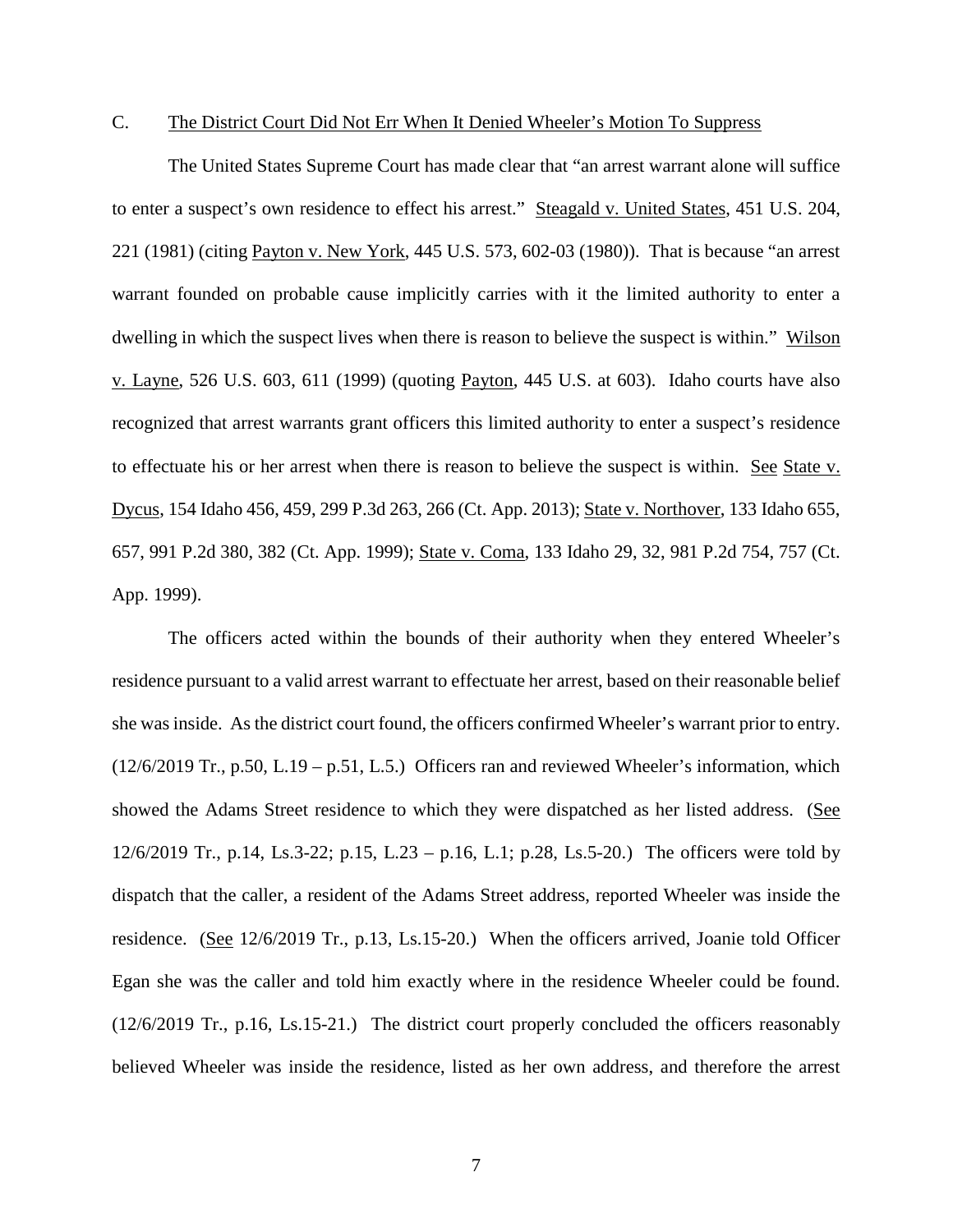### C. <u>The District Court Did Not Err When It Denied Wheeler's Motion To Suppress</u>

The United States Supreme Court has made clear that "an arrest warrant alone will suffice to enter a suspect's own residence to effect his arrest." <u>Steagald v. United States</u>, 451 U.S. 204, 221 (1981) (citing <u>Payton v. New York</u>, 445 U.S. 573, 602-03 (1980)). That is because "an arrest warrant founded on probable cause implicitly carries with it the limited authority to enter a dwelling in which the suspect lives when there is reason to believe the suspect is within." <u>Wilson v. Layne</u>, 526 U.S. 603, 611 (1999) (quoting <u>Payton</u>, 445 U.S. at 603). Idaho courts have also recognized that arrest warrants grant officers this limited authority to enter a suspect's residence to effectuate his or her arrest when there is reason to believe the suspect is within. <u>See</u> <u>State v. Dycus</u>, 154 Idaho 456, 459, 299 P.3d 263, 266 (Ct. App. 2013); <u>State v. Northover</u>, 133 Idaho 655, 657, 991 P.2d 380, 382 (Ct. App. 1999); <u>State v. Coma</u>, 133 Idaho 29, 32, 981 P.2d 754, 757 (Ct. App. 1999).

The officers acted within the bounds of their authority when they entered Wheeler's residence pursuant to a valid arrest warrant to effectuate her arrest, based on their reasonable belief she was inside. As the district court found, the officers confirmed Wheeler's warrant prior to entry. (12/6/2019 Tr., p.50, L.19 – p.51, L.5.) Officers ran and reviewed Wheeler's information, which showed the Adams Street residence to which they were dispatched as her listed address. (<u>See</u> 12/6/2019 Tr., p.14, Ls.3-22; p.15, L.23 – p.16, L.1; p.28, Ls.5-20.) The officers were told by dispatch that the caller, a resident of the Adams Street address, reported Wheeler was inside the residence. (<u>See</u> 12/6/2019 Tr., p.13, Ls.15-20.) When the officers arrived, Joanie told Officer Egan she was the caller and told him exactly where in the residence Wheeler could be found. (12/6/2019 Tr., p.16, Ls.15-21.) The district court properly concluded the officers reasonably believed Wheeler was inside the residence, listed as her own address, and therefore the arrest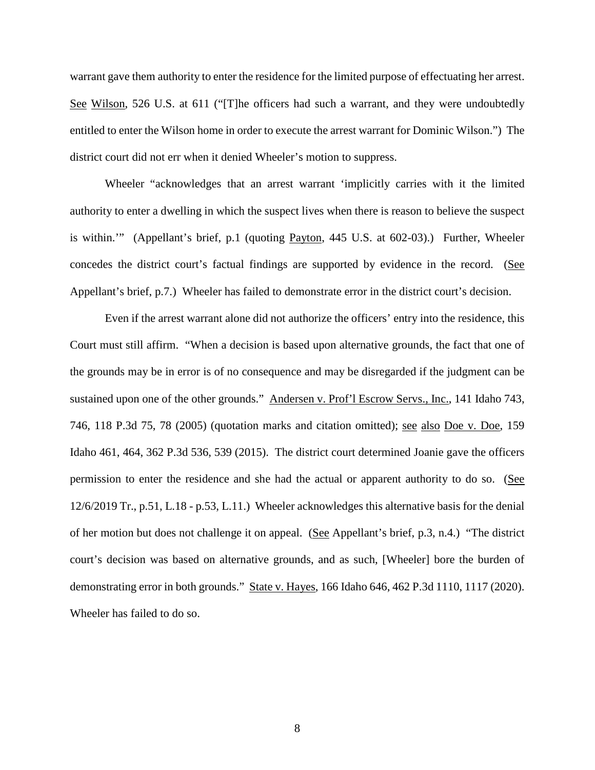warrant gave them authority to enter the residence for the limited purpose of effectuating her arrest. See Wilson, 526 U.S. at 611 ("[T]he officers had such a warrant, and they were undoubtedly entitled to enter the Wilson home in order to execute the arrest warrant for Dominic Wilson.") The district court did not err when it denied Wheeler's motion to suppress.

Wheeler "acknowledges that an arrest warrant 'implicitly carries with it the limited authority to enter a dwelling in which the suspect lives when there is reason to believe the suspect is within.'" (Appellant's brief, p.1 (quoting Payton, 445 U.S. at 602-03).) Further, Wheeler concedes the district court's factual findings are supported by evidence in the record. (See Appellant's brief, p.7.) Wheeler has failed to demonstrate error in the district court's decision.

Even if the arrest warrant alone did not authorize the officers' entry into the residence, this Court must still affirm. "When a decision is based upon alternative grounds, the fact that one of the grounds may be in error is of no consequence and may be disregarded if the judgment can be sustained upon one of the other grounds." Andersen v. Prof'l Escrow Servs., Inc., 141 Idaho 743, 746, 118 P.3d 75, 78 (2005) (quotation marks and citation omitted); see also Doe v. Doe, 159 Idaho 461, 464, 362 P.3d 536, 539 (2015). The district court determined Joanie gave the officers permission to enter the residence and she had the actual or apparent authority to do so. (See 12/6/2019 Tr., p.51, L.18 - p.53, L.11.) Wheeler acknowledges this alternative basis for the denial of her motion but does not challenge it on appeal. (See Appellant's brief, p.3, n.4.) "The district court's decision was based on alternative grounds, and as such, [Wheeler] bore the burden of demonstrating error in both grounds." State v. Hayes, 166 Idaho 646, 462 P.3d 1110, 1117 (2020). Wheeler has failed to do so.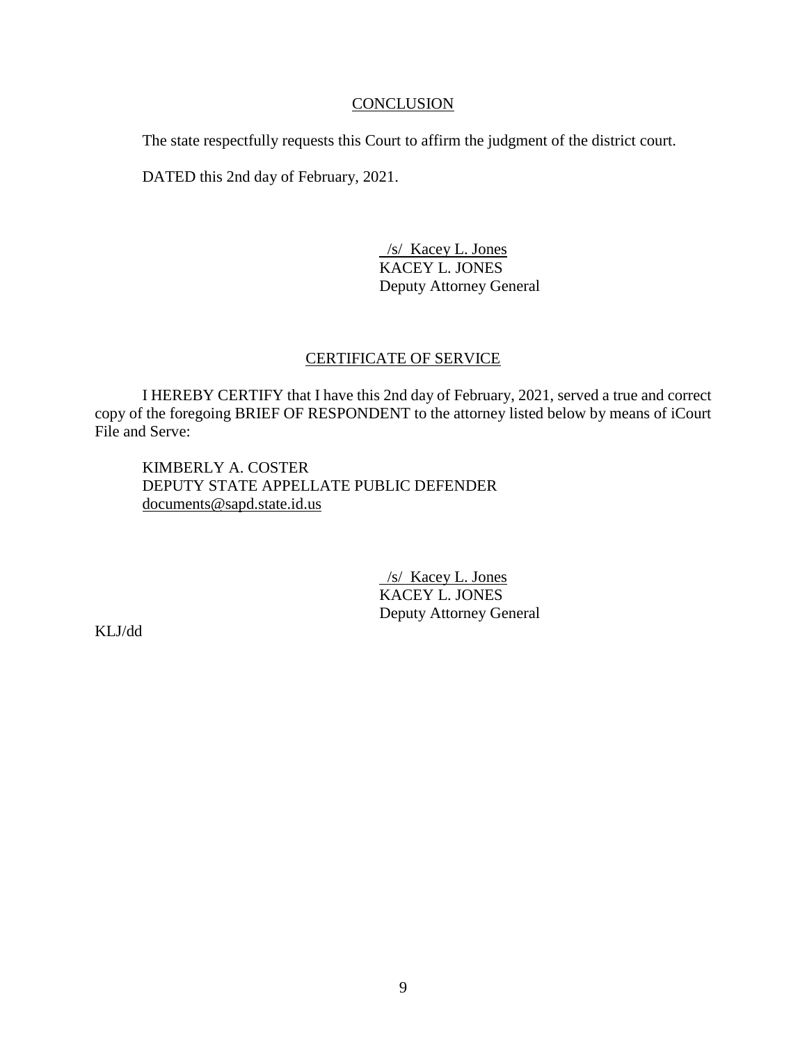## CONCLUSION

The state respectfully requests this Court to affirm the judgment of the district court.

DATED this 2nd day of February, 2021.

/s/ Kacey L. Jones
KACEY L. JONES
Deputy Attorney General

## CERTIFICATE OF SERVICE

I HEREBY CERTIFY that I have this 2nd day of February, 2021, served a true and correct copy of the foregoing BRIEF OF RESPONDENT to the attorney listed below by means of iCourt File and Serve:

KIMBERLY A. COSTER
DEPUTY STATE APPELLATE PUBLIC DEFENDER
documents@sapd.state.id.us

/s/ Kacey L. Jones
KACEY L. JONES
Deputy Attorney General

KLJ/dd